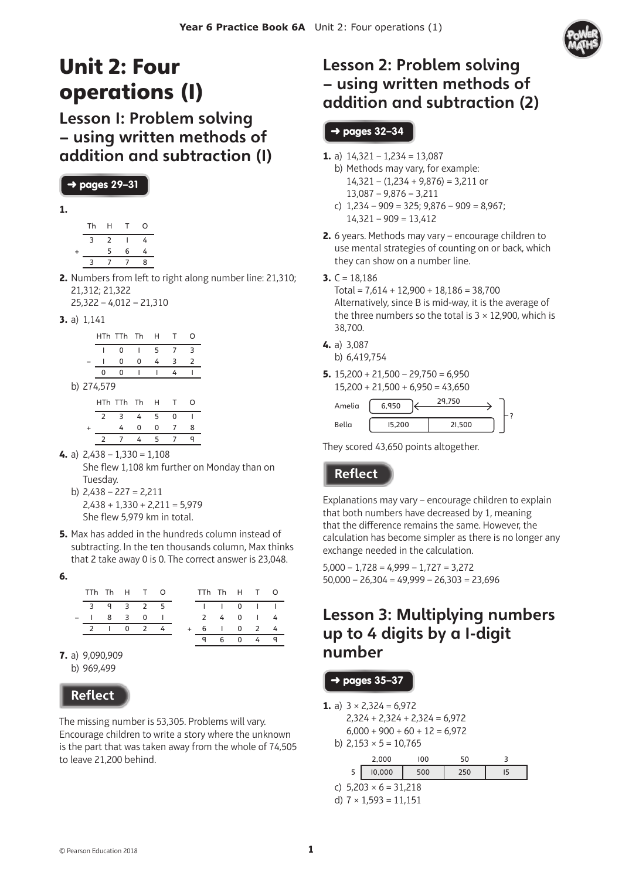# Unit 2: Four operations (1)

## Lesson 1: Problem solving – using written methods of addition and subtraction (1)

**➜ pages 29–31**

**1.**

| | Th | H | T | O |
|---|---|---|---|---|
| | 3 | 2 | 1 | 4 |
| + | | 5 | 6 | 4 |
| | 3 | 7 | 7 | 8 |

**2.** Numbers from left to right along number line: 21,310; 21,312; 21,322
25,322 – 4,012 = 21,310

**3.** a) 1,141

| | HTh | TTh | Th | H | T | O |
|---|---|---|---|---|---|---|
| | 1 | 0 | 1 | 5 | 7 | 3 |
| – | 1 | 0 | 0 | 4 | 3 | 2 |
| | 0 | 0 | 1 | 1 | 4 | 1 |

b) 274,579

| | HTh | TTh | Th | H | T | O |
|---|---|---|---|---|---|---|
| | 2 | 3 | 4 | 5 | 0 | 1 |
| + | | 4 | 0 | 0 | 7 | 8 |
| | 2 | 7 | 4 | 5 | 7 | 9 |

**4.** a) 2,438 – 1,330 = 1,108
She flew 1,108 km further on Monday than on Tuesday.
b) 2,438 – 227 = 2,211
2,438 + 1,330 + 2,211 = 5,979
She flew 5,979 km in total.

**5.** Max has added in the hundreds column instead of subtracting. In the ten thousands column, Max thinks that 2 take away 0 is 0. The correct answer is 23,048.

**6.**

| | TTh | Th | H | T | O |
|---|---|---|---|---|---|
| | 3 | 9 | 3 | 2 | 5 |
| – | 1 | 8 | 3 | 0 | 1 |
| | 2 | 1 | 0 | 2 | 4 |

| | TTh | Th | H | T | O |
|---|---|---|---|---|---|
| | 1 | 1 | 0 | 1 | 1 |
| | 2 | 4 | 0 | 1 | 4 |
| + | 6 | 1 | 0 | 2 | 4 |
| | 9 | 6 | 0 | 4 | 9 |

**7.** a) 9,090,909
b) 969,499

### Reflect

The missing number is 53,305. Problems will vary. Encourage children to write a story where the unknown is the part that was taken away from the whole of 74,505 to leave 21,200 behind.

## Lesson 2: Problem solving – using written methods of addition and subtraction (2)

**➜ pages 32–34**

**1.** a) 14,321 – 1,234 = 13,087
b) Methods may vary, for example:
14,321 – (1,234 + 9,876) = 3,211 or
13,087 – 9,876 = 3,211
c) 1,234 – 909 = 325; 9,876 – 909 = 8,967;
14,321 – 909 = 13,412

**2.** 6 years. Methods may vary – encourage children to use mental strategies of counting on or back, which they can show on a number line.

**3.** C = 18,186
Total = 7,614 + 12,900 + 18,186 = 38,700
Alternatively, since B is mid-way, it is the average of the three numbers so the total is 3 × 12,900, which is 38,700.

**4.** a) 3,087
b) 6,419,754

**5.** 15,200 + 21,500 – 29,750 = 6,950
15,200 + 21,500 + 6,950 = 43,650

| | | |
|---|---|---|
| Amelia | 6,950 | 29,750 |
| Bella | 15,200 | 21,500 |

Total: ?

They scored 43,650 points altogether.

### Reflect

Explanations may vary – encourage children to explain that both numbers have decreased by 1, meaning that the difference remains the same. However, the calculation has become simpler as there is no longer any exchange needed in the calculation.

5,000 – 1,728 = 4,999 – 1,727 = 3,272
50,000 – 26,304 = 49,999 – 26,303 = 23,696

## Lesson 3: Multiplying numbers up to 4 digits by a 1-digit number

**➜ pages 35–37**

**1.** a) 3 × 2,324 = 6,972
2,324 + 2,324 + 2,324 = 6,972
6,000 + 900 + 60 + 12 = 6,972
b) 2,153 × 5 = 10,765

| | 2,000 | 100 | 50 | 3 |
|---|---|---|---|---|
| 5 | 10,000 | 500 | 250 | 15 |

c) 5,203 × 6 = 31,218
d) 7 × 1,593 = 11,151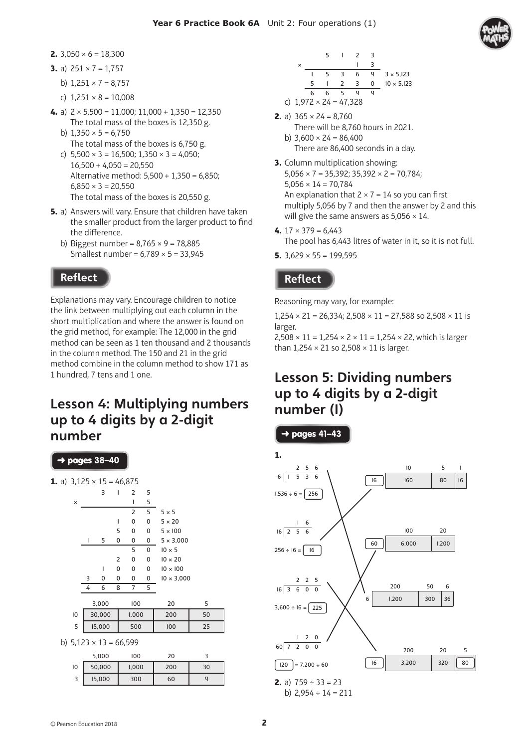**2.** 3,050 × 6 = 18,300

**3.** a) 251 × 7 = 1,757

b) 1,251 × 7 = 8,757

c) 1,251 × 8 = 10,008

**4.** a) 2 × 5,500 = 11,000; 11,000 + 1,350 = 12,350
The total mass of the boxes is 12,350 g.

b) 1,350 × 5 = 6,750
The total mass of the boxes is 6,750 g.

c) 5,500 × 3 = 16,500; 1,350 × 3 = 4,050;
16,500 + 4,050 = 20,550
Alternative method: 5,500 + 1,350 = 6,850;
6,850 × 3 = 20,550
The total mass of the boxes is 20,550 g.

**5.** a) Answers will vary. Ensure that children have taken the smaller product from the larger product to find the difference.

b) Biggest number = 8,765 × 9 = 78,885
Smallest number = 6,789 × 5 = 33,945

## Reflect

Explanations may vary. Encourage children to notice the link between multiplying out each column in the short multiplication and where the answer is found on the grid method, for example: The 12,000 in the grid method can be seen as 1 ten thousand and 2 thousands in the column method. The 150 and 21 in the grid method combine in the column method to show 171 as 1 hundred, 7 tens and 1 one.

# Lesson 4: Multiplying numbers up to 4 digits by a 2-digit number

**→ pages 38–40**

**1.** a) 3,125 × 15 = 46,875

```
          3  1  2  5
  ×             1  5
  ------------------
                2  5   5 × 5
             1  0  0   5 × 20
          5  0  0  0   5 × 100
    1  5  0  0  0  0   5 × 3,000
                5  0   10 × 5
             2  0  0   10 × 20
          1  0  0  0   10 × 100
    3  0  0  0  0  0   10 × 3,000
  ------------------
    4  6  8  7  5
```

| | 3,000 | 100 | 20 | 5 |
|---|---|---|---|---|
| 10 | 30,000 | 1,000 | 200 | 50 |
| 5 | 15,000 | 500 | 100 | 25 |

b) 5,123 × 13 = 66,599

| | 5,000 | 100 | 20 | 3 |
|---|---|---|---|---|
| 10 | 50,000 | 1,000 | 200 | 30 |
| 3 | 15,000 | 300 | 60 | 9 |

```
          5  1  2  3
  ×             1  3
  ------------------
    1  5  3  6  9   3 × 5,123
    5  1  2  3  0   10 × 5,123
  ------------------
    6  6  5  9  9
```

c) 1,972 × 24 = 47,328

**2.** a) 365 × 24 = 8,760
There will be 8,760 hours in 2021.

b) 3,600 × 24 = 86,400
There are 86,400 seconds in a day.

**3.** Column multiplication showing:
5,056 × 7 = 35,392; 35,392 × 2 = 70,784;
5,056 × 14 = 70,784
An explanation that 2 × 7 = 14 so you can first multiply 5,056 by 7 and then the answer by 2 and this will give the same answers as 5,056 × 14.

**4.** 17 × 379 = 6,443
The pool has 6,443 litres of water in it, so it is not full.

**5.** 3,629 × 55 = 199,595

## Reflect

Reasoning may vary, for example:

1,254 × 21 = 26,334; 2,508 × 11 = 27,588 so 2,508 × 11 is larger.

2,508 × 11 = 1,254 × 2 × 11 = 1,254 × 22, which is larger than 1,254 × 21 so 2,508 × 11 is larger.

# Lesson 5: Dividing numbers up to 4 digits by a 2-digit number (1)

**→ pages 41–43**

**1.**

Division calculations (matched to area models):

- 1,536 ÷ 6 = 256 (6 ⟌ 1 5 3 6, quotient 2 5 6)
- 256 ÷ 16 = 16 (16 ⟌ 2 5 6, quotient 1 6)
- 3,600 ÷ 16 = 225 (16 ⟌ 3 6 0 0, quotient 2 2 5)
- 120 = 7,200 ÷ 60 (60 ⟌ 7 2 0 0, quotient 1 2 0)

Area models:

| | 10 | 5 | 1 |
|---|---|---|---|
| 16 | 160 | 80 | 16 |

| | 100 | 20 |
|---|---|---|
| 60 | 6,000 | 1,200 |

| | 200 | 50 | 6 |
|---|---|---|---|
| 6 | 1,200 | 300 | 36 |

| | 200 | 20 | 5 |
|---|---|---|---|
| 16 | 3,200 | 320 | 80 |

**2.** a) 759 ÷ 33 = 23

b) 2,954 ÷ 14 = 211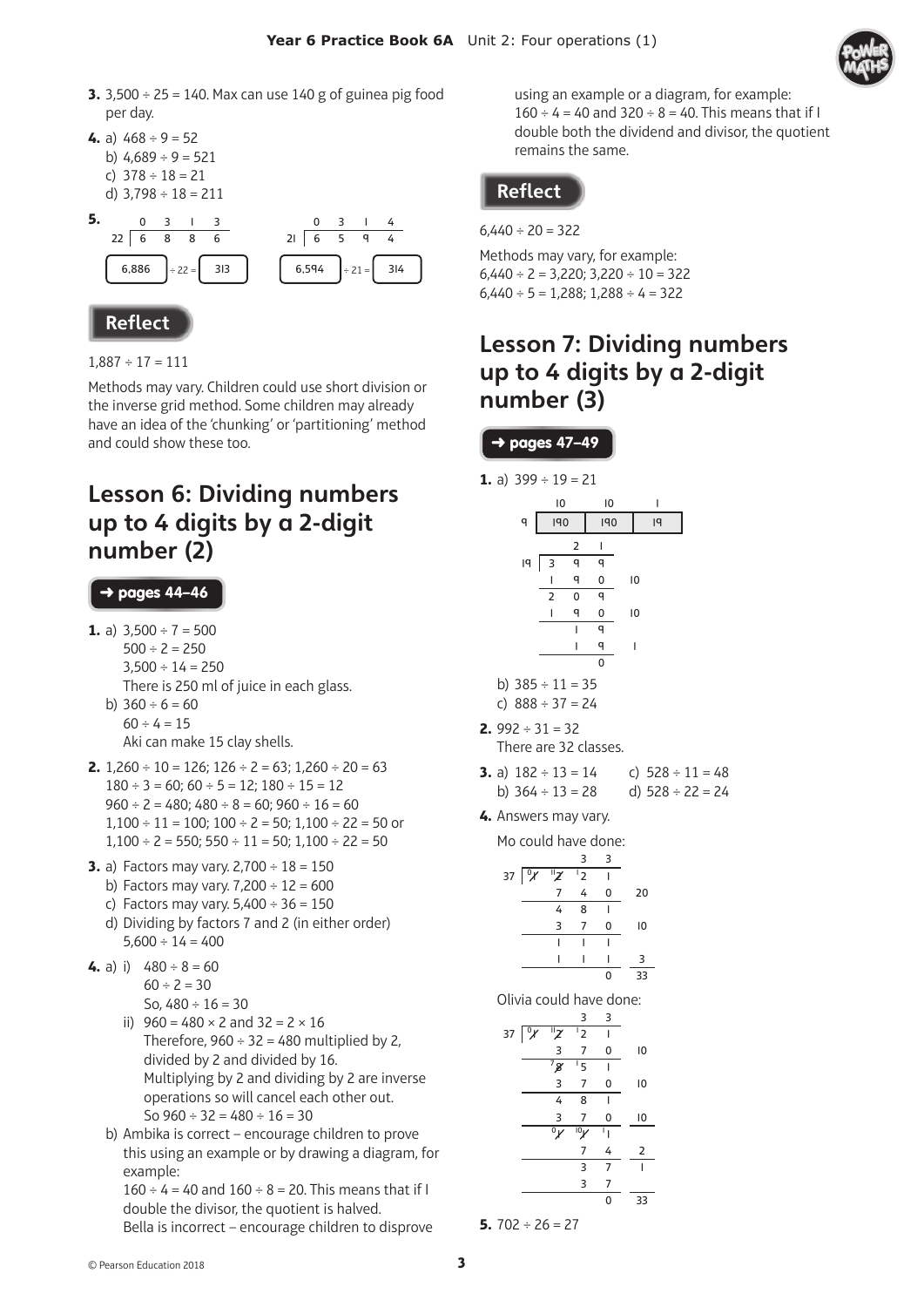**3.** 3,500 ÷ 25 = 140. Max can use 140 g of guinea pig food per day.

**4.** a) 468 ÷ 9 = 52
b) 4,689 ÷ 9 = 521
c) 378 ÷ 18 = 21
d) 3,798 ÷ 18 = 211

**5.**

```
      0  3  1  3            0  3  1  4
22 |  6  8  8  6      21 |  6  5  9  4
```

6,886 ÷ 22 = 313    6,594 ÷ 21 = 314

## Reflect

1,887 ÷ 17 = 111

Methods may vary. Children could use short division or the inverse grid method. Some children may already have an idea of the 'chunking' or 'partitioning' method and could show these too.

# Lesson 6: Dividing numbers up to 4 digits by a 2-digit number (2)

**→ pages 44–46**

**1.** a) 3,500 ÷ 7 = 500
500 ÷ 2 = 250
3,500 ÷ 14 = 250
There is 250 ml of juice in each glass.
b) 360 ÷ 6 = 60
60 ÷ 4 = 15
Aki can make 15 clay shells.

**2.** 1,260 ÷ 10 = 126; 126 ÷ 2 = 63; 1,260 ÷ 20 = 63
180 ÷ 3 = 60; 60 ÷ 5 = 12; 180 ÷ 15 = 12
960 ÷ 2 = 480; 480 ÷ 8 = 60; 960 ÷ 16 = 60
1,100 ÷ 11 = 100; 100 ÷ 2 = 50; 1,100 ÷ 22 = 50 or
1,100 ÷ 2 = 550; 550 ÷ 11 = 50; 1,100 ÷ 22 = 50

**3.** a) Factors may vary. 2,700 ÷ 18 = 150
b) Factors may vary. 7,200 ÷ 12 = 600
c) Factors may vary. 5,400 ÷ 36 = 150
d) Dividing by factors 7 and 2 (in either order)
5,600 ÷ 14 = 400

**4.** a) i) 480 ÷ 8 = 60
60 ÷ 2 = 30
So, 480 ÷ 16 = 30
ii) 960 = 480 × 2 and 32 = 2 × 16
Therefore, 960 ÷ 32 = 480 multiplied by 2, divided by 2 and divided by 16.
Multiplying by 2 and dividing by 2 are inverse operations so will cancel each other out.
So 960 ÷ 32 = 480 ÷ 16 = 30
b) Ambika is correct – encourage children to prove this using an example or by drawing a diagram, for example:
160 ÷ 4 = 40 and 160 ÷ 8 = 20. This means that if I double the divisor, the quotient is halved.
Bella is incorrect – encourage children to disprove using an example or a diagram, for example:
160 ÷ 4 = 40 and 320 ÷ 8 = 40. This means that if I double both the dividend and divisor, the quotient remains the same.

## Reflect

6,440 ÷ 20 = 322

Methods may vary, for example:
6,440 ÷ 2 = 3,220; 3,220 ÷ 10 = 322
6,440 ÷ 5 = 1,288; 1,288 ÷ 4 = 322

# Lesson 7: Dividing numbers up to 4 digits by a 2-digit number (3)

**→ pages 47–49**

**1.** a) 399 ÷ 19 = 21

|  | 10 | 10 | 1 |
|---|---|---|---|
| 9 | 190 | 190 | 19 |

```
        2  1
19 | 3  9  9
     1  9  0    10
     2  0  9
     1  9  0    10
        1  9
        1  9     1
           0
```

b) 385 ÷ 11 = 35
c) 888 ÷ 37 = 24

**2.** 992 ÷ 31 = 32
There are 32 classes.

**3.** a) 182 ÷ 13 = 14
b) 364 ÷ 13 = 28
c) 528 ÷ 11 = 48
d) 528 ÷ 22 = 24

**4.** Answers may vary.

Mo could have done:

```
           3  3
37 | 1  2  2  1
        7  4  0    20
        4  8  1
        3  7  0    10
        1  1  1
        1  1  1     3
              0    33
```

Olivia could have done:

```
           3  3
37 | 1  2  2  1
        3  7  0    10
        8  5  1
        3  7  0    10
        4  8  1
        3  7  0    10
        1  1  1
           7  4     2
           3  7     1
           3  7
              0    33
```

**5.** 702 ÷ 26 = 27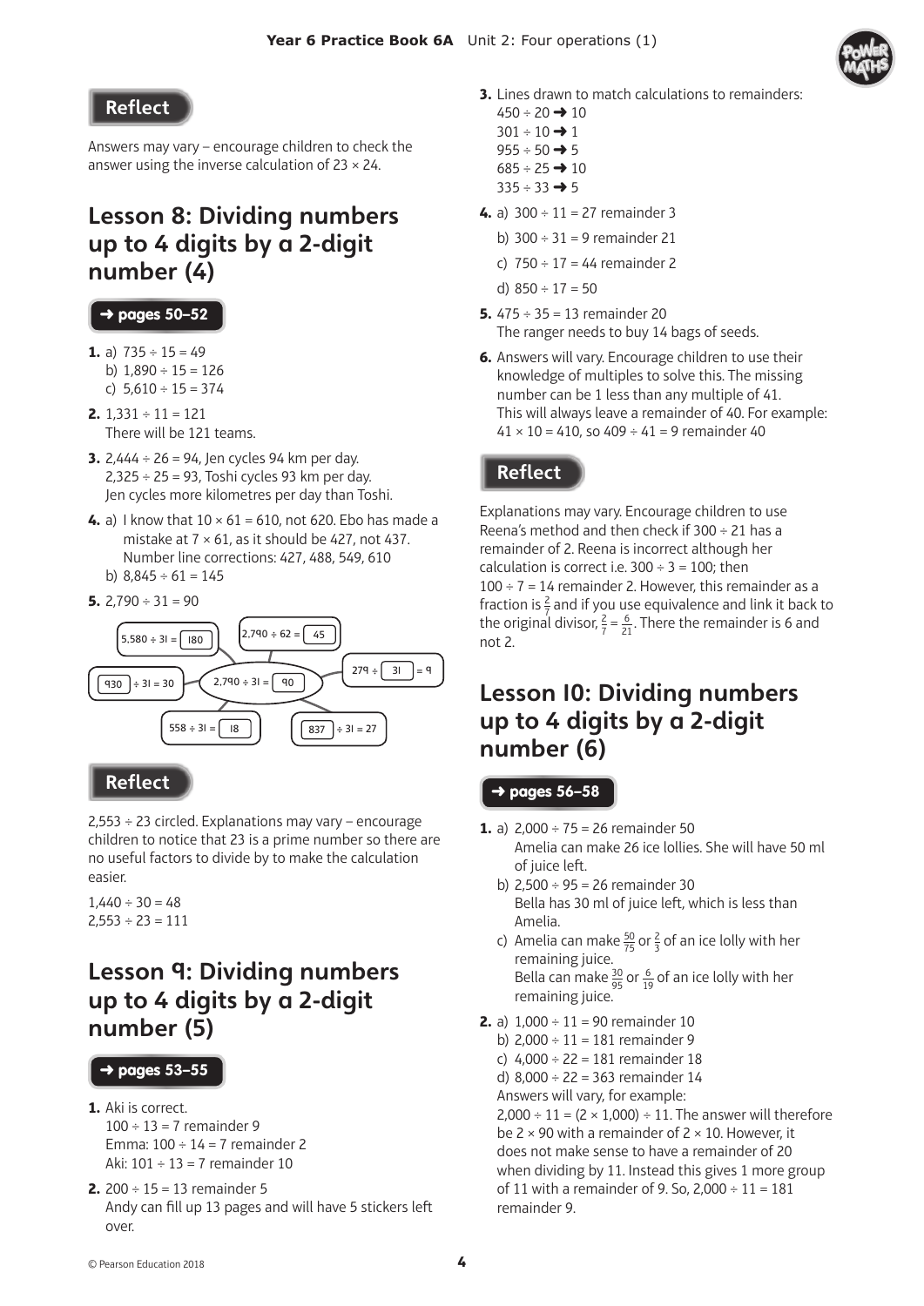## Reflect

Answers may vary – encourage children to check the answer using the inverse calculation of 23 × 24.

## Lesson 8: Dividing numbers up to 4 digits by a 2-digit number (4)

**➜ pages 50–52**

1. a) 735 ÷ 15 = 49
   b) 1,890 ÷ 15 = 126
   c) 5,610 ÷ 15 = 374
2. 1,331 ÷ 11 = 121
   There will be 121 teams.
3. 2,444 ÷ 26 = 94, Jen cycles 94 km per day.
   2,325 ÷ 25 = 93, Toshi cycles 93 km per day.
   Jen cycles more kilometres per day than Toshi.
4. a) I know that 10 × 61 = 610, not 620. Ebo has made a mistake at 7 × 61, as it should be 427, not 437.
   Number line corrections: 427, 488, 549, 610
   b) 8,845 ÷ 61 = 145
5. 2,790 ÷ 31 = 90

   2,790 ÷ 31 = 90
   - 5,580 ÷ 31 = 180
   - 2,790 ÷ 62 = 45
   - 279 ÷ 31 = 9
   - 930 ÷ 31 = 30
   - 558 ÷ 31 = 18
   - 837 ÷ 31 = 27

## Reflect

2,553 ÷ 23 circled. Explanations may vary – encourage children to notice that 23 is a prime number so there are no useful factors to divide by to make the calculation easier.

1,440 ÷ 30 = 48
2,553 ÷ 23 = 111

## Lesson 9: Dividing numbers up to 4 digits by a 2-digit number (5)

**➜ pages 53–55**

1. Aki is correct.
   100 ÷ 13 = 7 remainder 9
   Emma: 100 ÷ 14 = 7 remainder 2
   Aki: 101 ÷ 13 = 7 remainder 10
2. 200 ÷ 15 = 13 remainder 5
   Andy can fill up 13 pages and will have 5 stickers left over.
3. Lines drawn to match calculations to remainders:
   450 ÷ 20 ➜ 10
   301 ÷ 10 ➜ 1
   955 ÷ 50 ➜ 5
   685 ÷ 25 ➜ 10
   335 ÷ 33 ➜ 5
4. a) 300 ÷ 11 = 27 remainder 3
   b) 300 ÷ 31 = 9 remainder 21
   c) 750 ÷ 17 = 44 remainder 2
   d) 850 ÷ 17 = 50
5. 475 ÷ 35 = 13 remainder 20
   The ranger needs to buy 14 bags of seeds.
6. Answers will vary. Encourage children to use their knowledge of multiples to solve this. The missing number can be 1 less than any multiple of 41.
   This will always leave a remainder of 40. For example:
   41 × 10 = 410, so 409 ÷ 41 = 9 remainder 40

## Reflect

Explanations may vary. Encourage children to use Reena's method and then check if 300 ÷ 21 has a remainder of 2. Reena is incorrect although her calculation is correct i.e. 300 ÷ 3 = 100; then 100 ÷ 7 = 14 remainder 2. However, this remainder as a fraction is $\frac{2}{7}$ and if you use equivalence and link it back to the original divisor, $\frac{2}{7} = \frac{6}{21}$. There the remainder is 6 and not 2.

## Lesson 10: Dividing numbers up to 4 digits by a 2-digit number (6)

**➜ pages 56–58**

1. a) 2,000 ÷ 75 = 26 remainder 50
   Amelia can make 26 ice lollies. She will have 50 ml of juice left.
   b) 2,500 ÷ 95 = 26 remainder 30
   Bella has 30 ml of juice left, which is less than Amelia.
   c) Amelia can make $\frac{50}{75}$ or $\frac{2}{3}$ of an ice lolly with her remaining juice.
   Bella can make $\frac{30}{95}$ or $\frac{6}{19}$ of an ice lolly with her remaining juice.
2. a) 1,000 ÷ 11 = 90 remainder 10
   b) 2,000 ÷ 11 = 181 remainder 9
   c) 4,000 ÷ 22 = 181 remainder 18
   d) 8,000 ÷ 22 = 363 remainder 14
   Answers will vary, for example:
   2,000 ÷ 11 = (2 × 1,000) ÷ 11. The answer will therefore be 2 × 90 with a remainder of 2 × 10. However, it does not make sense to have a remainder of 20 when dividing by 11. Instead this gives 1 more group of 11 with a remainder of 9. So, 2,000 ÷ 11 = 181 remainder 9.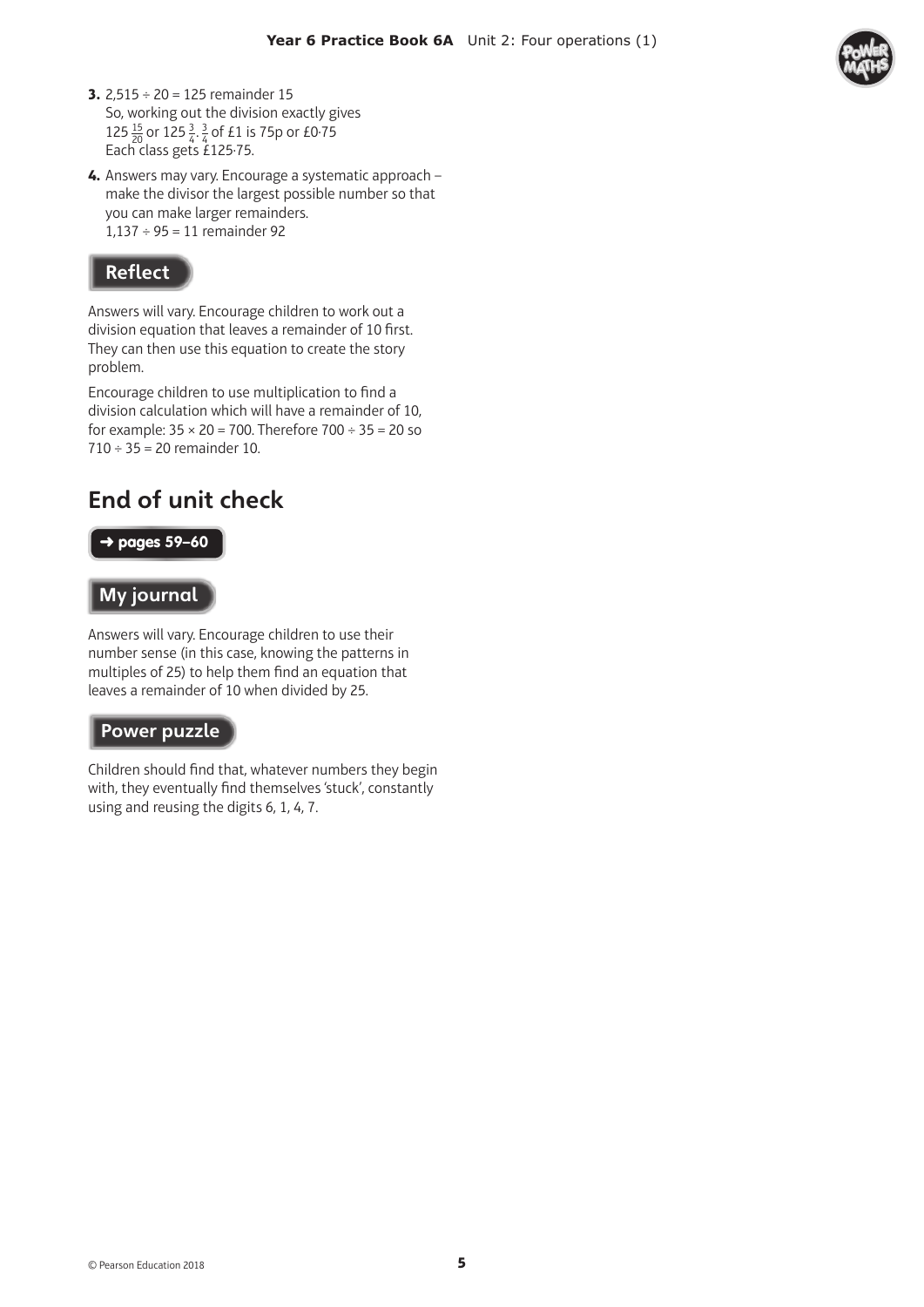3. 2,515 ÷ 20 = 125 remainder 15
   So, working out the division exactly gives
   $125\frac{15}{20}$ or $125\frac{3}{4}$. $\frac{3}{4}$ of £1 is 75p or £0·75
   Each class gets £125·75.

4. Answers may vary. Encourage a systematic approach – make the divisor the largest possible number so that you can make larger remainders.
   1,137 ÷ 95 = 11 remainder 92

### Reflect

Answers will vary. Encourage children to work out a division equation that leaves a remainder of 10 first. They can then use this equation to create the story problem.

Encourage children to use multiplication to find a division calculation which will have a remainder of 10, for example: 35 × 20 = 700. Therefore 700 ÷ 35 = 20 so 710 ÷ 35 = 20 remainder 10.

## End of unit check

**→ pages 59–60**

### My journal

Answers will vary. Encourage children to use their number sense (in this case, knowing the patterns in multiples of 25) to help them find an equation that leaves a remainder of 10 when divided by 25.

### Power puzzle

Children should find that, whatever numbers they begin with, they eventually find themselves 'stuck', constantly using and reusing the digits 6, 1, 4, 7.